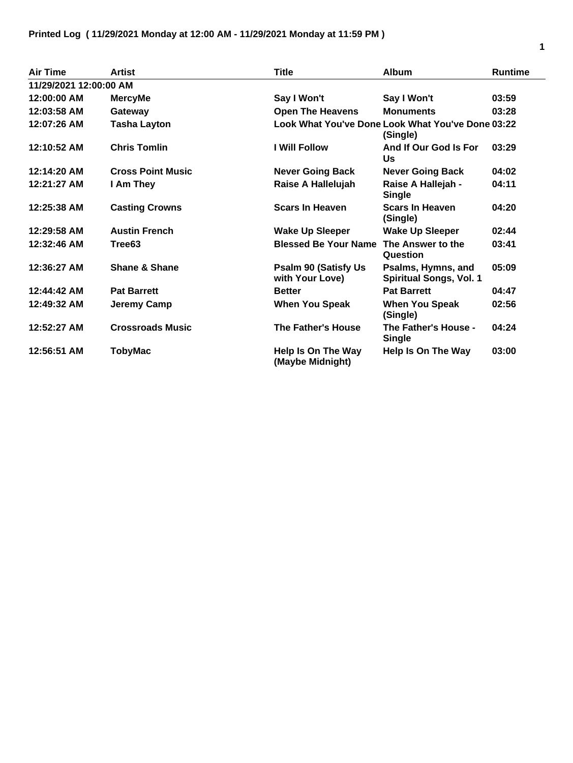**Printed Log ( 11/29/2021 Monday at 12:00 AM - 11/29/2021 Monday at 11:59 PM )**

| Air Time | Artist | Title | Album | Runtime |
|---|---|---|---|---|
| 11/29/2021 12:00:00 AM | | | | |
| 12:00:00 AM | MercyMe | Say I Won't | Say I Won't | 03:59 |
| 12:03:58 AM | Gateway | Open The Heavens | Monuments | 03:28 |
| 12:07:26 AM | Tasha Layton | Look What You've Done | Look What You've Done (Single) | 03:22 |
| 12:10:52 AM | Chris Tomlin | I Will Follow | And If Our God Is For Us | 03:29 |
| 12:14:20 AM | Cross Point Music | Never Going Back | Never Going Back | 04:02 |
| 12:21:27 AM | I Am They | Raise A Hallelujah | Raise A Hallejah - Single | 04:11 |
| 12:25:38 AM | Casting Crowns | Scars In Heaven | Scars In Heaven (Single) | 04:20 |
| 12:29:58 AM | Austin French | Wake Up Sleeper | Wake Up Sleeper | 02:44 |
| 12:32:46 AM | Tree63 | Blessed Be Your Name | The Answer to the Question | 03:41 |
| 12:36:27 AM | Shane & Shane | Psalm 90 (Satisfy Us with Your Love) | Psalms, Hymns, and Spiritual Songs, Vol. 1 | 05:09 |
| 12:44:42 AM | Pat Barrett | Better | Pat Barrett | 04:47 |
| 12:49:32 AM | Jeremy Camp | When You Speak | When You Speak (Single) | 02:56 |
| 12:52:27 AM | Crossroads Music | The Father's House | The Father's House - Single | 04:24 |
| 12:56:51 AM | TobyMac | Help Is On The Way (Maybe Midnight) | Help Is On The Way | 03:00 |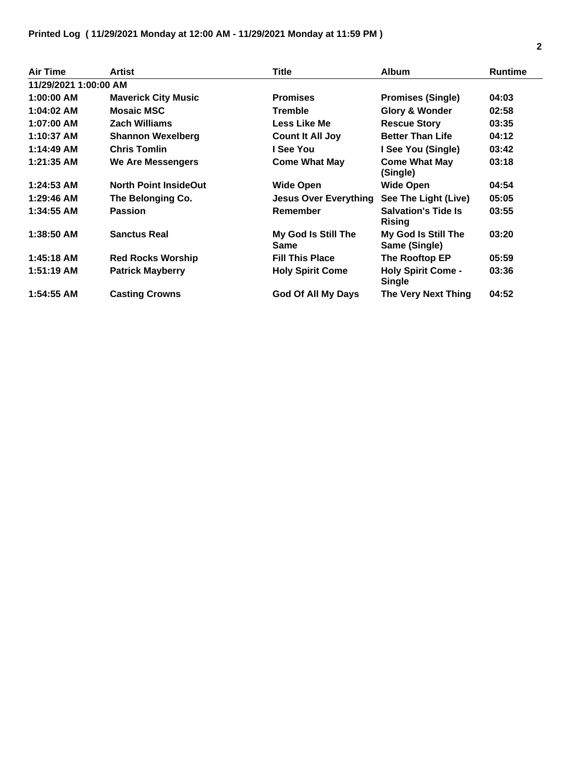**Printed Log ( 11/29/2021 Monday at 12:00 AM - 11/29/2021 Monday at 11:59 PM )**

| Air Time | Artist | Title | Album | Runtime |
|---|---|---|---|---|
| **11/29/2021 1:00:00 AM** | | | | |
| 1:00:00 AM | Maverick City Music | Promises | Promises (Single) | 04:03 |
| 1:04:02 AM | Mosaic MSC | Tremble | Glory & Wonder | 02:58 |
| 1:07:00 AM | Zach Williams | Less Like Me | Rescue Story | 03:35 |
| 1:10:37 AM | Shannon Wexelberg | Count It All Joy | Better Than Life | 04:12 |
| 1:14:49 AM | Chris Tomlin | I See You | I See You (Single) | 03:42 |
| 1:21:35 AM | We Are Messengers | Come What May | Come What May (Single) | 03:18 |
| 1:24:53 AM | North Point InsideOut | Wide Open | Wide Open | 04:54 |
| 1:29:46 AM | The Belonging Co. | Jesus Over Everything | See The Light (Live) | 05:05 |
| 1:34:55 AM | Passion | Remember | Salvation's Tide Is Rising | 03:55 |
| 1:38:50 AM | Sanctus Real | My God Is Still The Same | My God Is Still The Same (Single) | 03:20 |
| 1:45:18 AM | Red Rocks Worship | Fill This Place | The Rooftop EP | 05:59 |
| 1:51:19 AM | Patrick Mayberry | Holy Spirit Come | Holy Spirit Come - Single | 03:36 |
| 1:54:55 AM | Casting Crowns | God Of All My Days | The Very Next Thing | 04:52 |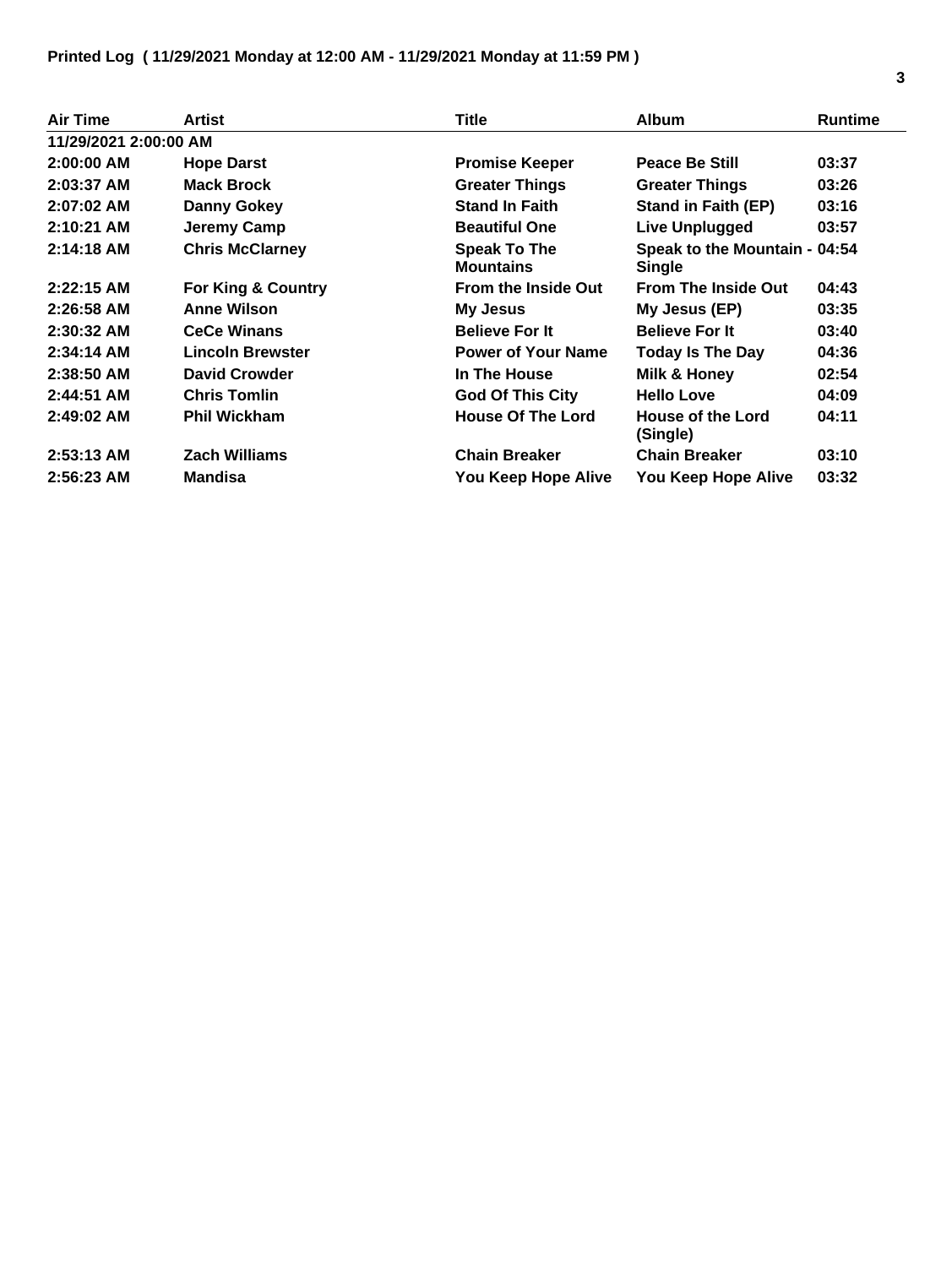**Printed Log ( 11/29/2021 Monday at 12:00 AM - 11/29/2021 Monday at 11:59 PM )**

| Air Time | Artist | Title | Album | Runtime |
|---|---|---|---|---|
| 11/29/2021 2:00:00 AM | | | | |
| 2:00:00 AM | Hope Darst | Promise Keeper | Peace Be Still | 03:37 |
| 2:03:37 AM | Mack Brock | Greater Things | Greater Things | 03:26 |
| 2:07:02 AM | Danny Gokey | Stand In Faith | Stand in Faith (EP) | 03:16 |
| 2:10:21 AM | Jeremy Camp | Beautiful One | Live Unplugged | 03:57 |
| 2:14:18 AM | Chris McClarney | Speak To The Mountains | Speak to the Mountain - Single | 04:54 |
| 2:22:15 AM | For King & Country | From the Inside Out | From The Inside Out | 04:43 |
| 2:26:58 AM | Anne Wilson | My Jesus | My Jesus (EP) | 03:35 |
| 2:30:32 AM | CeCe Winans | Believe For It | Believe For It | 03:40 |
| 2:34:14 AM | Lincoln Brewster | Power of Your Name | Today Is The Day | 04:36 |
| 2:38:50 AM | David Crowder | In The House | Milk & Honey | 02:54 |
| 2:44:51 AM | Chris Tomlin | God Of This City | Hello Love | 04:09 |
| 2:49:02 AM | Phil Wickham | House Of The Lord | House of the Lord (Single) | 04:11 |
| 2:53:13 AM | Zach Williams | Chain Breaker | Chain Breaker | 03:10 |
| 2:56:23 AM | Mandisa | You Keep Hope Alive | You Keep Hope Alive | 03:32 |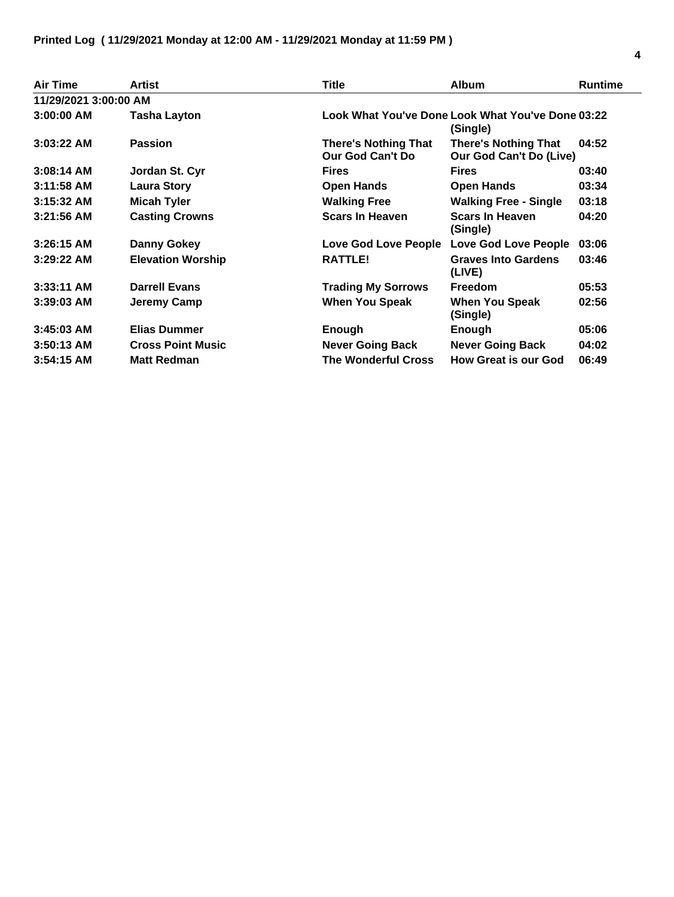**Printed Log ( 11/29/2021 Monday at 12:00 AM - 11/29/2021 Monday at 11:59 PM )**

| Air Time | Artist | Title | Album | Runtime |
|---|---|---|---|---|
| 11/29/2021 3:00:00 AM | | | | |
| 3:00:00 AM | Tasha Layton | Look What You've Done | Look What You've Done (Single) | 03:22 |
| 3:03:22 AM | Passion | There's Nothing That Our God Can't Do | There's Nothing That Our God Can't Do (Live) | 04:52 |
| 3:08:14 AM | Jordan St. Cyr | Fires | Fires | 03:40 |
| 3:11:58 AM | Laura Story | Open Hands | Open Hands | 03:34 |
| 3:15:32 AM | Micah Tyler | Walking Free | Walking Free - Single | 03:18 |
| 3:21:56 AM | Casting Crowns | Scars In Heaven | Scars In Heaven (Single) | 04:20 |
| 3:26:15 AM | Danny Gokey | Love God Love People | Love God Love People | 03:06 |
| 3:29:22 AM | Elevation Worship | RATTLE! | Graves Into Gardens (LIVE) | 03:46 |
| 3:33:11 AM | Darrell Evans | Trading My Sorrows | Freedom | 05:53 |
| 3:39:03 AM | Jeremy Camp | When You Speak | When You Speak (Single) | 02:56 |
| 3:45:03 AM | Elias Dummer | Enough | Enough | 05:06 |
| 3:50:13 AM | Cross Point Music | Never Going Back | Never Going Back | 04:02 |
| 3:54:15 AM | Matt Redman | The Wonderful Cross | How Great is our God | 06:49 |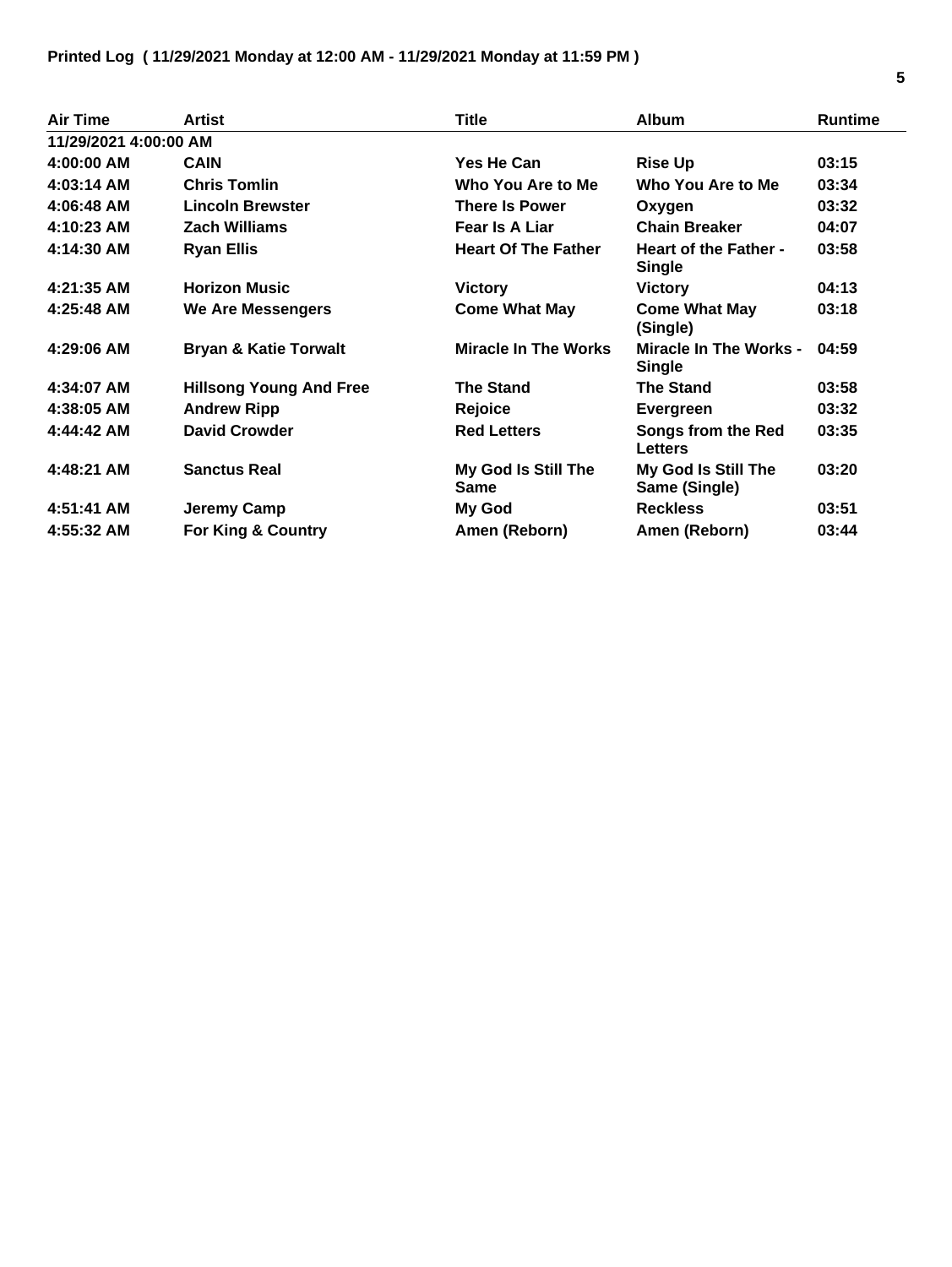**Printed Log ( 11/29/2021 Monday at 12:00 AM - 11/29/2021 Monday at 11:59 PM )**

| Air Time | Artist | Title | Album | Runtime |
|---|---|---|---|---|
| **11/29/2021 4:00:00 AM** | | | | |
| **4:00:00 AM** | **CAIN** | **Yes He Can** | **Rise Up** | **03:15** |
| **4:03:14 AM** | **Chris Tomlin** | **Who You Are to Me** | **Who You Are to Me** | **03:34** |
| **4:06:48 AM** | **Lincoln Brewster** | **There Is Power** | **Oxygen** | **03:32** |
| **4:10:23 AM** | **Zach Williams** | **Fear Is A Liar** | **Chain Breaker** | **04:07** |
| **4:14:30 AM** | **Ryan Ellis** | **Heart Of The Father** | **Heart of the Father - Single** | **03:58** |
| **4:21:35 AM** | **Horizon Music** | **Victory** | **Victory** | **04:13** |
| **4:25:48 AM** | **We Are Messengers** | **Come What May** | **Come What May (Single)** | **03:18** |
| **4:29:06 AM** | **Bryan & Katie Torwalt** | **Miracle In The Works** | **Miracle In The Works - Single** | **04:59** |
| **4:34:07 AM** | **Hillsong Young And Free** | **The Stand** | **The Stand** | **03:58** |
| **4:38:05 AM** | **Andrew Ripp** | **Rejoice** | **Evergreen** | **03:32** |
| **4:44:42 AM** | **David Crowder** | **Red Letters** | **Songs from the Red Letters** | **03:35** |
| **4:48:21 AM** | **Sanctus Real** | **My God Is Still The Same** | **My God Is Still The Same (Single)** | **03:20** |
| **4:51:41 AM** | **Jeremy Camp** | **My God** | **Reckless** | **03:51** |
| **4:55:32 AM** | **For King & Country** | **Amen (Reborn)** | **Amen (Reborn)** | **03:44** |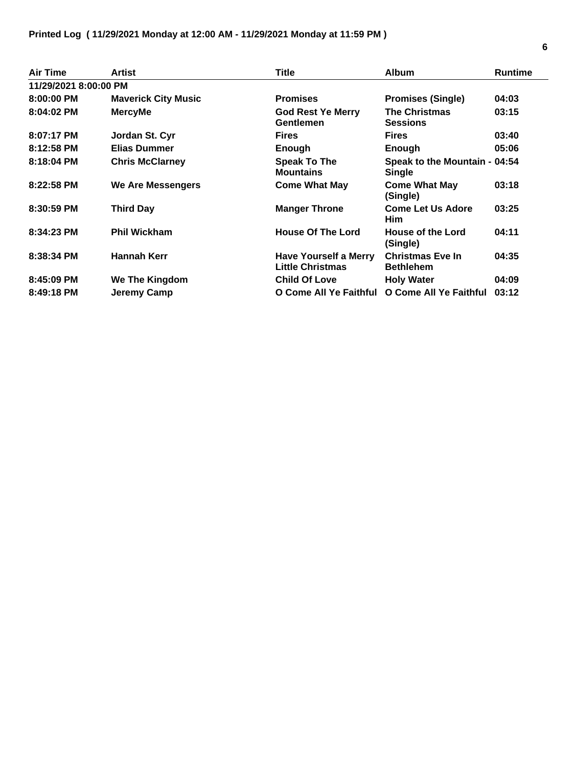**Printed Log ( 11/29/2021 Monday at 12:00 AM - 11/29/2021 Monday at 11:59 PM )**

| Air Time | Artist | Title | Album | Runtime |
|---|---|---|---|---|
| **11/29/2021 8:00:00 PM** | | | | |
| 8:00:00 PM | Maverick City Music | Promises | Promises (Single) | 04:03 |
| 8:04:02 PM | MercyMe | God Rest Ye Merry Gentlemen | The Christmas Sessions | 03:15 |
| 8:07:17 PM | Jordan St. Cyr | Fires | Fires | 03:40 |
| 8:12:58 PM | Elias Dummer | Enough | Enough | 05:06 |
| 8:18:04 PM | Chris McClarney | Speak To The Mountains | Speak to the Mountain - Single | 04:54 |
| 8:22:58 PM | We Are Messengers | Come What May | Come What May (Single) | 03:18 |
| 8:30:59 PM | Third Day | Manger Throne | Come Let Us Adore Him | 03:25 |
| 8:34:23 PM | Phil Wickham | House Of The Lord | House of the Lord (Single) | 04:11 |
| 8:38:34 PM | Hannah Kerr | Have Yourself a Merry Little Christmas | Christmas Eve In Bethlehem | 04:35 |
| 8:45:09 PM | We The Kingdom | Child Of Love | Holy Water | 04:09 |
| 8:49:18 PM | Jeremy Camp | O Come All Ye Faithful | O Come All Ye Faithful | 03:12 |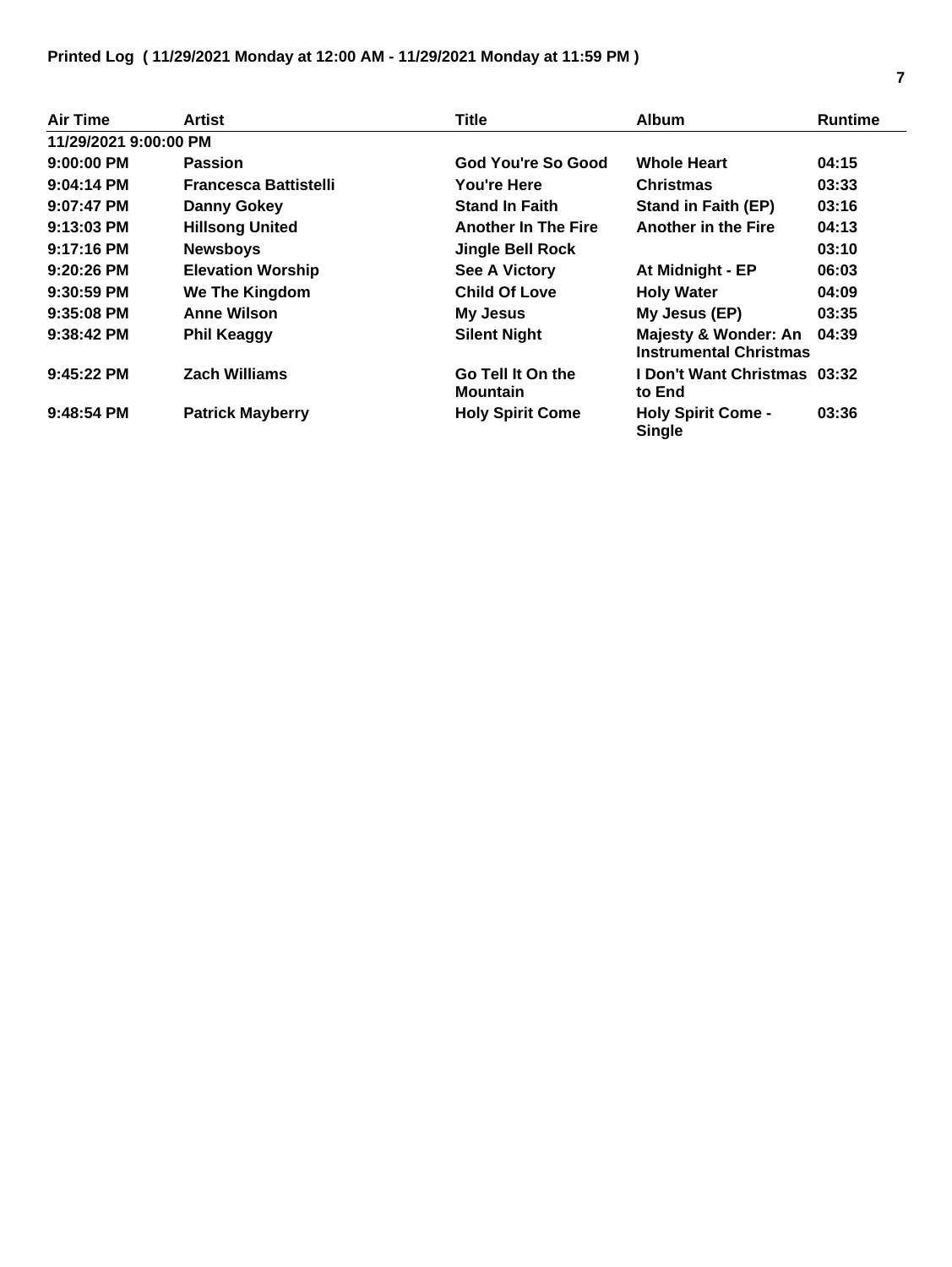**Printed Log ( 11/29/2021 Monday at 12:00 AM - 11/29/2021 Monday at 11:59 PM )**

| Air Time | Artist | Title | Album | Runtime |
|---|---|---|---|---|
| 11/29/2021 9:00:00 PM | | | | |
| 9:00:00 PM | Passion | God You're So Good | Whole Heart | 04:15 |
| 9:04:14 PM | Francesca Battistelli | You're Here | Christmas | 03:33 |
| 9:07:47 PM | Danny Gokey | Stand In Faith | Stand in Faith (EP) | 03:16 |
| 9:13:03 PM | Hillsong United | Another In The Fire | Another in the Fire | 04:13 |
| 9:17:16 PM | Newsboys | Jingle Bell Rock | | 03:10 |
| 9:20:26 PM | Elevation Worship | See A Victory | At Midnight - EP | 06:03 |
| 9:30:59 PM | We The Kingdom | Child Of Love | Holy Water | 04:09 |
| 9:35:08 PM | Anne Wilson | My Jesus | My Jesus (EP) | 03:35 |
| 9:38:42 PM | Phil Keaggy | Silent Night | Majesty & Wonder: An Instrumental Christmas | 04:39 |
| 9:45:22 PM | Zach Williams | Go Tell It On the Mountain | I Don't Want Christmas to End | 03:32 |
| 9:48:54 PM | Patrick Mayberry | Holy Spirit Come | Holy Spirit Come - Single | 03:36 |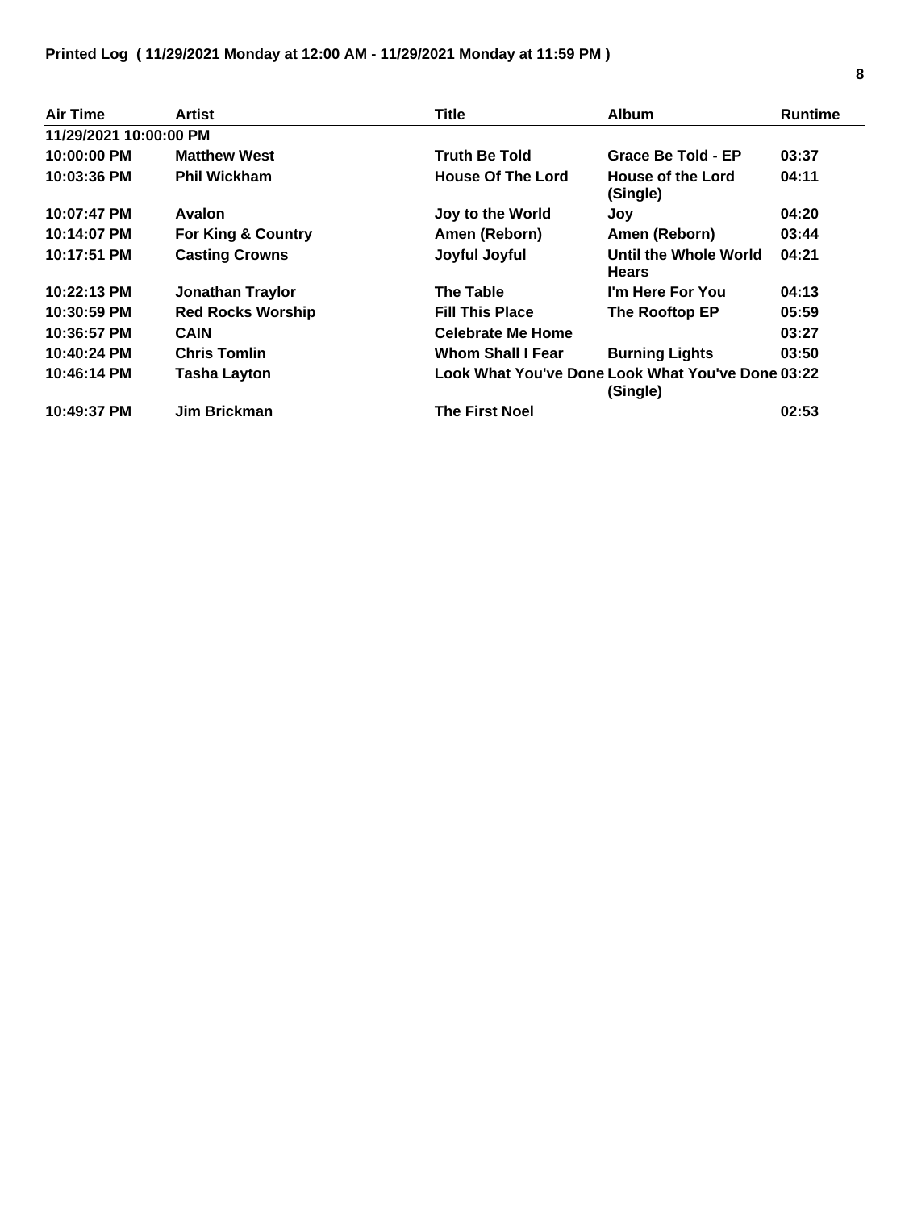**Printed Log ( 11/29/2021 Monday at 12:00 AM - 11/29/2021 Monday at 11:59 PM )**

| Air Time | Artist | Title | Album | Runtime |
|---|---|---|---|---|
| **11/29/2021 10:00:00 PM** | | | | |
| 10:00:00 PM | Matthew West | Truth Be Told | Grace Be Told - EP | 03:37 |
| 10:03:36 PM | Phil Wickham | House Of The Lord | House of the Lord (Single) | 04:11 |
| 10:07:47 PM | Avalon | Joy to the World | Joy | 04:20 |
| 10:14:07 PM | For King & Country | Amen (Reborn) | Amen (Reborn) | 03:44 |
| 10:17:51 PM | Casting Crowns | Joyful Joyful | Until the Whole World Hears | 04:21 |
| 10:22:13 PM | Jonathan Traylor | The Table | I'm Here For You | 04:13 |
| 10:30:59 PM | Red Rocks Worship | Fill This Place | The Rooftop EP | 05:59 |
| 10:36:57 PM | CAIN | Celebrate Me Home | | 03:27 |
| 10:40:24 PM | Chris Tomlin | Whom Shall I Fear | Burning Lights | 03:50 |
| 10:46:14 PM | Tasha Layton | Look What You've Done | Look What You've Done (Single) | 03:22 |
| 10:49:37 PM | Jim Brickman | The First Noel | | 02:53 |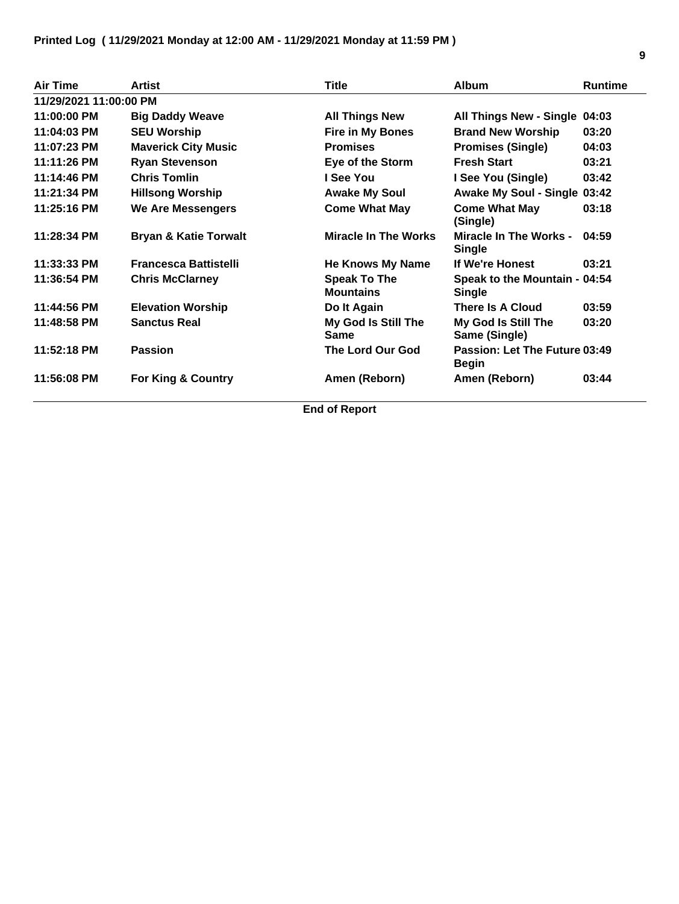Printed Log ( 11/29/2021 Monday at 12:00 AM - 11/29/2021 Monday at 11:59 PM )

| Air Time | Artist | Title | Album | Runtime |
|---|---|---|---|---|
| 11/29/2021 11:00:00 PM | | | | |
| 11:00:00 PM | Big Daddy Weave | All Things New | All Things New - Single | 04:03 |
| 11:04:03 PM | SEU Worship | Fire in My Bones | Brand New Worship | 03:20 |
| 11:07:23 PM | Maverick City Music | Promises | Promises (Single) | 04:03 |
| 11:11:26 PM | Ryan Stevenson | Eye of the Storm | Fresh Start | 03:21 |
| 11:14:46 PM | Chris Tomlin | I See You | I See You (Single) | 03:42 |
| 11:21:34 PM | Hillsong Worship | Awake My Soul | Awake My Soul - Single | 03:42 |
| 11:25:16 PM | We Are Messengers | Come What May | Come What May (Single) | 03:18 |
| 11:28:34 PM | Bryan & Katie Torwalt | Miracle In The Works | Miracle In The Works - Single | 04:59 |
| 11:33:33 PM | Francesca Battistelli | He Knows My Name | If We're Honest | 03:21 |
| 11:36:54 PM | Chris McClarney | Speak To The Mountains | Speak to the Mountain - Single | 04:54 |
| 11:44:56 PM | Elevation Worship | Do It Again | There Is A Cloud | 03:59 |
| 11:48:58 PM | Sanctus Real | My God Is Still The Same | My God Is Still The Same (Single) | 03:20 |
| 11:52:18 PM | Passion | The Lord Our God | Passion: Let The Future Begin | 03:49 |
| 11:56:08 PM | For King & Country | Amen (Reborn) | Amen (Reborn) | 03:44 |

End of Report